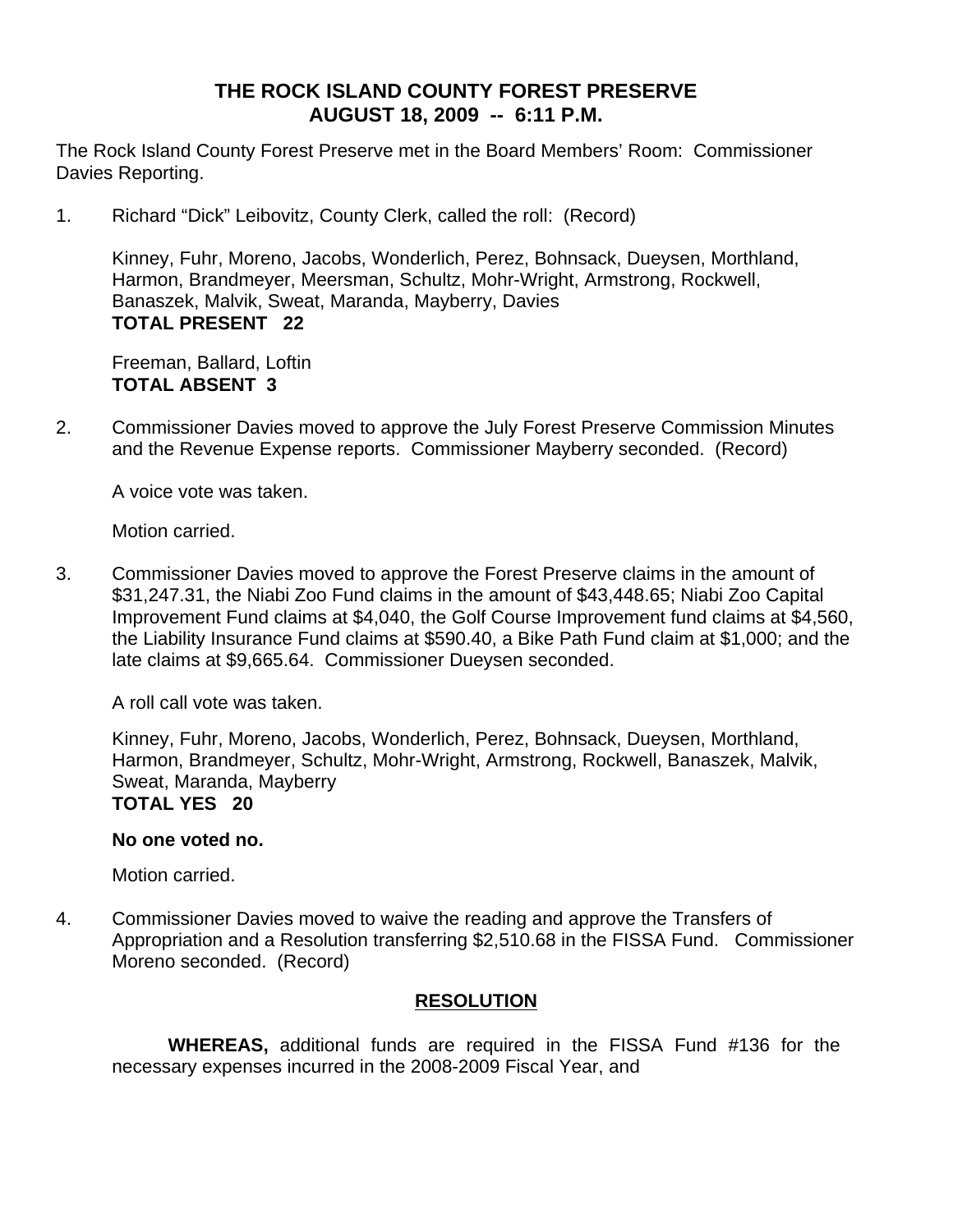# THE ROCK ISLAND COUNTY FOREST PRESERVE
## AUGUST 18, 2009 -- 6:11 P.M.

The Rock Island County Forest Preserve met in the Board Members' Room: Commissioner Davies Reporting.

1. Richard "Dick" Leibovitz, County Clerk, called the roll: (Record)

   Kinney, Fuhr, Moreno, Jacobs, Wonderlich, Perez, Bohnsack, Dueysen, Morthland, Harmon, Brandmeyer, Meersman, Schultz, Mohr-Wright, Armstrong, Rockwell, Banaszek, Malvik, Sweat, Maranda, Mayberry, Davies
   **TOTAL PRESENT 22**

   Freeman, Ballard, Loftin
   **TOTAL ABSENT 3**

2. Commissioner Davies moved to approve the July Forest Preserve Commission Minutes and the Revenue Expense reports. Commissioner Mayberry seconded. (Record)

   A voice vote was taken.

   Motion carried.

3. Commissioner Davies moved to approve the Forest Preserve claims in the amount of $31,247.31, the Niabi Zoo Fund claims in the amount of $43,448.65; Niabi Zoo Capital Improvement Fund claims at $4,040, the Golf Course Improvement fund claims at $4,560, the Liability Insurance Fund claims at $590.40, a Bike Path Fund claim at $1,000; and the late claims at $9,665.64. Commissioner Dueysen seconded.

   A roll call vote was taken.

   Kinney, Fuhr, Moreno, Jacobs, Wonderlich, Perez, Bohnsack, Dueysen, Morthland, Harmon, Brandmeyer, Schultz, Mohr-Wright, Armstrong, Rockwell, Banaszek, Malvik, Sweat, Maranda, Mayberry
   **TOTAL YES 20**

   **No one voted no.**

   Motion carried.

4. Commissioner Davies moved to waive the reading and approve the Transfers of Appropriation and a Resolution transferring $2,510.68 in the FISSA Fund. Commissioner Moreno seconded. (Record)

   **RESOLUTION**

   **WHEREAS,** additional funds are required in the FISSA Fund #136 for the necessary expenses incurred in the 2008-2009 Fiscal Year, and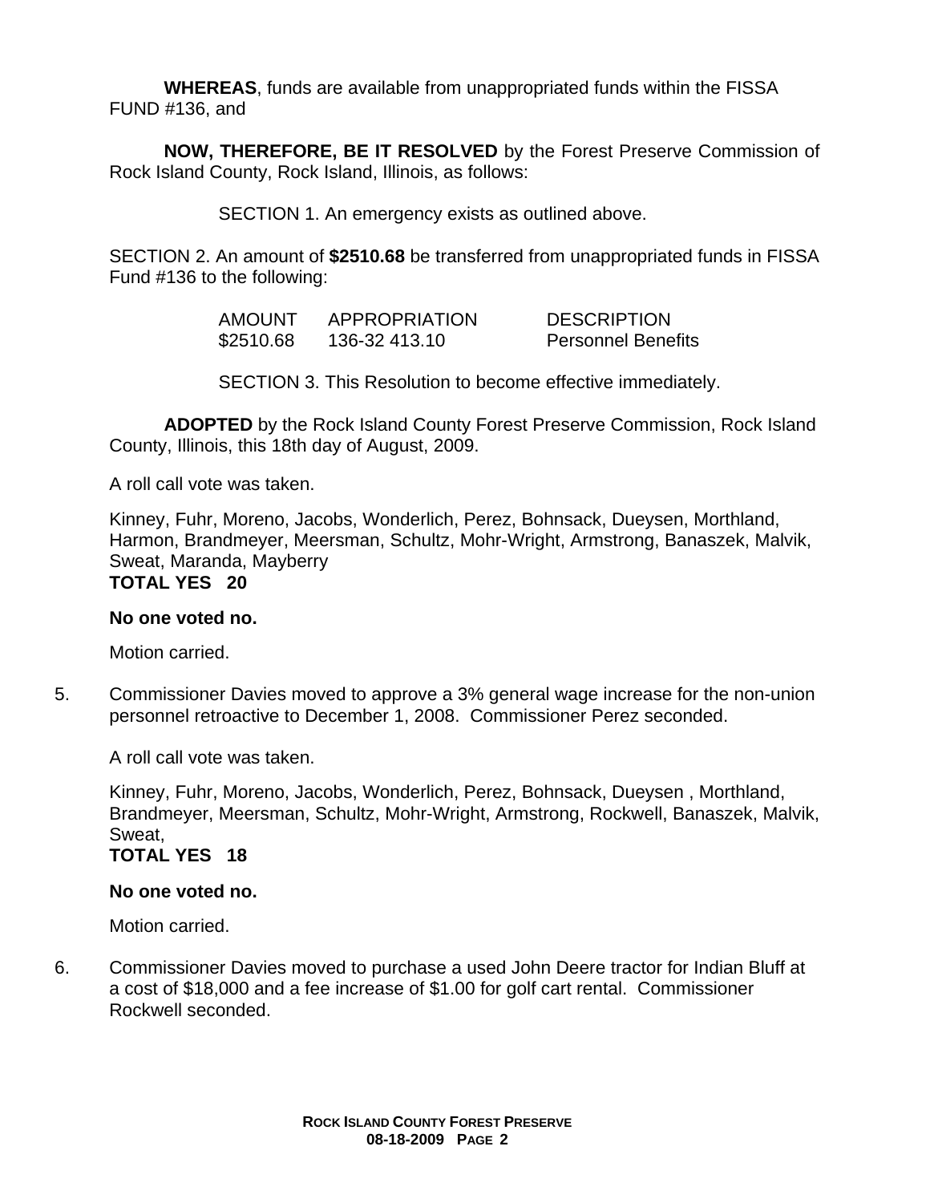**WHEREAS**, funds are available from unappropriated funds within the FISSA FUND #136, and

**NOW, THEREFORE, BE IT RESOLVED** by the Forest Preserve Commission of Rock Island County, Rock Island, Illinois, as follows:

SECTION 1. An emergency exists as outlined above.

SECTION 2. An amount of **$2510.68** be transferred from unappropriated funds in FISSA Fund #136 to the following:

| AMOUNT | APPROPRIATION | DESCRIPTION |
|---|---|---|
| $2510.68 | 136-32 413.10 | Personnel Benefits |

SECTION 3. This Resolution to become effective immediately.

**ADOPTED** by the Rock Island County Forest Preserve Commission, Rock Island County, Illinois, this 18th day of August, 2009.

A roll call vote was taken.

Kinney, Fuhr, Moreno, Jacobs, Wonderlich, Perez, Bohnsack, Dueysen, Morthland, Harmon, Brandmeyer, Meersman, Schultz, Mohr-Wright, Armstrong, Banaszek, Malvik, Sweat, Maranda, Mayberry
**TOTAL YES 20**

**No one voted no.**

Motion carried.

5. Commissioner Davies moved to approve a 3% general wage increase for the non-union personnel retroactive to December 1, 2008. Commissioner Perez seconded.

   A roll call vote was taken.

   Kinney, Fuhr, Moreno, Jacobs, Wonderlich, Perez, Bohnsack, Dueysen , Morthland, Brandmeyer, Meersman, Schultz, Mohr-Wright, Armstrong, Rockwell, Banaszek, Malvik, Sweat,
   **TOTAL YES 18**

   **No one voted no.**

   Motion carried.

6. Commissioner Davies moved to purchase a used John Deere tractor for Indian Bluff at a cost of $18,000 and a fee increase of $1.00 for golf cart rental. Commissioner Rockwell seconded.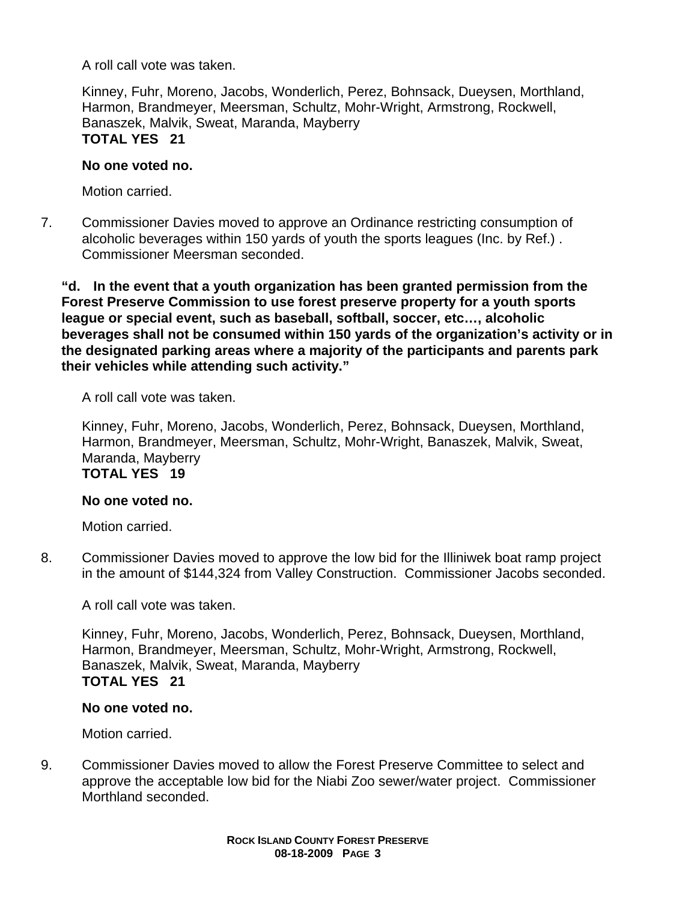A roll call vote was taken.

Kinney, Fuhr, Moreno, Jacobs, Wonderlich, Perez, Bohnsack, Dueysen, Morthland, Harmon, Brandmeyer, Meersman, Schultz, Mohr-Wright, Armstrong, Rockwell, Banaszek, Malvik, Sweat, Maranda, Mayberry
**TOTAL YES 21**

**No one voted no.**

Motion carried.

7. Commissioner Davies moved to approve an Ordinance restricting consumption of alcoholic beverages within 150 yards of youth the sports leagues (Inc. by Ref.) . Commissioner Meersman seconded.

**"d. In the event that a youth organization has been granted permission from the Forest Preserve Commission to use forest preserve property for a youth sports league or special event, such as baseball, softball, soccer, etc…, alcoholic beverages shall not be consumed within 150 yards of the organization's activity or in the designated parking areas where a majority of the participants and parents park their vehicles while attending such activity."**

A roll call vote was taken.

Kinney, Fuhr, Moreno, Jacobs, Wonderlich, Perez, Bohnsack, Dueysen, Morthland, Harmon, Brandmeyer, Meersman, Schultz, Mohr-Wright, Banaszek, Malvik, Sweat, Maranda, Mayberry
**TOTAL YES 19**

**No one voted no.**

Motion carried.

8. Commissioner Davies moved to approve the low bid for the Illiniwek boat ramp project in the amount of $144,324 from Valley Construction. Commissioner Jacobs seconded.

A roll call vote was taken.

Kinney, Fuhr, Moreno, Jacobs, Wonderlich, Perez, Bohnsack, Dueysen, Morthland, Harmon, Brandmeyer, Meersman, Schultz, Mohr-Wright, Armstrong, Rockwell, Banaszek, Malvik, Sweat, Maranda, Mayberry
**TOTAL YES 21**

**No one voted no.**

Motion carried.

9. Commissioner Davies moved to allow the Forest Preserve Committee to select and approve the acceptable low bid for the Niabi Zoo sewer/water project. Commissioner Morthland seconded.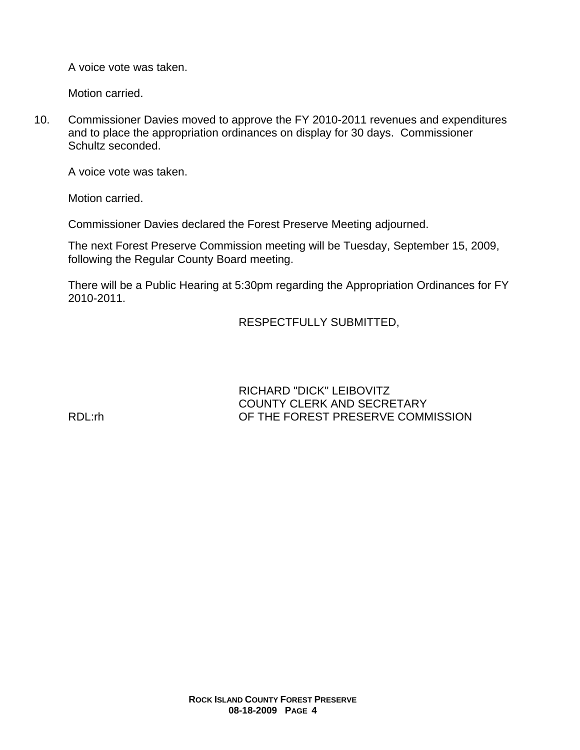A voice vote was taken.

Motion carried.

10. Commissioner Davies moved to approve the FY 2010-2011 revenues and expenditures and to place the appropriation ordinances on display for 30 days. Commissioner Schultz seconded.

    A voice vote was taken.

    Motion carried.

Commissioner Davies declared the Forest Preserve Meeting adjourned.

The next Forest Preserve Commission meeting will be Tuesday, September 15, 2009, following the Regular County Board meeting.

There will be a Public Hearing at 5:30pm regarding the Appropriation Ordinances for FY 2010-2011.

RESPECTFULLY SUBMITTED,

RICHARD "DICK" LEIBOVITZ
COUNTY CLERK AND SECRETARY
OF THE FOREST PRESERVE COMMISSION

RDL:rh